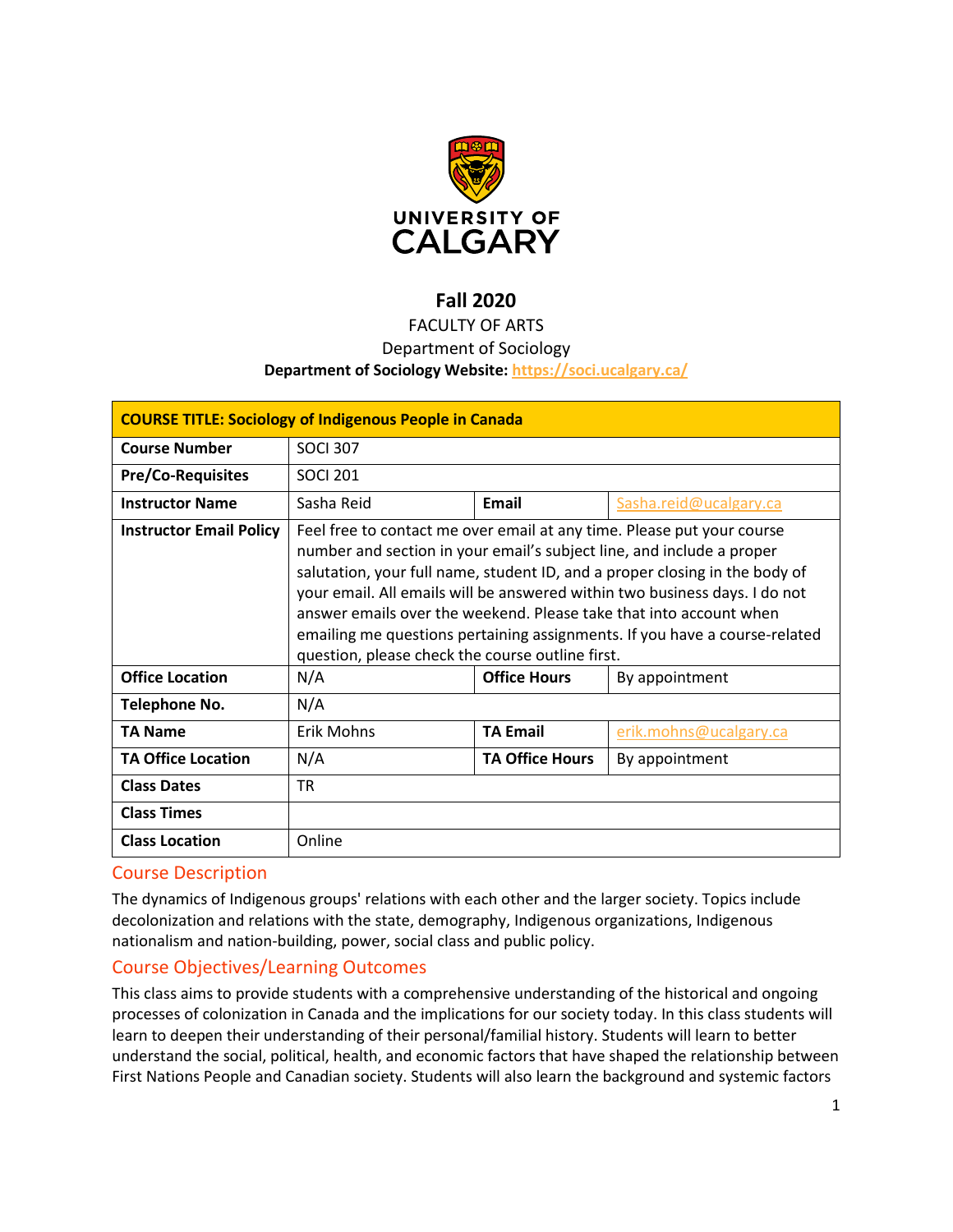# Fall 2020

FACULTY OF ARTS

Department of Sociology

**Department of Sociology Website: https://soci.ucalgary.ca/**

| **COURSE TITLE: Sociology of Indigenous People in Canada** | | | |
|---|---|---|---|
| **Course Number** | SOCI 307 | | |
| **Pre/Co-Requisites** | SOCI 201 | | |
| **Instructor Name** | Sasha Reid | **Email** | Sasha.reid@ucalgary.ca |
| **Instructor Email Policy** | Feel free to contact me over email at any time. Please put your course number and section in your email's subject line, and include a proper salutation, your full name, student ID, and a proper closing in the body of your email. All emails will be answered within two business days. I do not answer emails over the weekend. Please take that into account when emailing me questions pertaining assignments. If you have a course-related question, please check the course outline first. | | |
| **Office Location** | N/A | **Office Hours** | By appointment |
| **Telephone No.** | N/A | | |
| **TA Name** | Erik Mohns | **TA Email** | erik.mohns@ucalgary.ca |
| **TA Office Location** | N/A | **TA Office Hours** | By appointment |
| **Class Dates** | TR | | |
| **Class Times** | | | |
| **Class Location** | Online | | |

## Course Description

The dynamics of Indigenous groups' relations with each other and the larger society. Topics include decolonization and relations with the state, demography, Indigenous organizations, Indigenous nationalism and nation-building, power, social class and public policy.

## Course Objectives/Learning Outcomes

This class aims to provide students with a comprehensive understanding of the historical and ongoing processes of colonization in Canada and the implications for our society today. In this class students will learn to deepen their understanding of their personal/familial history. Students will learn to better understand the social, political, health, and economic factors that have shaped the relationship between First Nations People and Canadian society. Students will also learn the background and systemic factors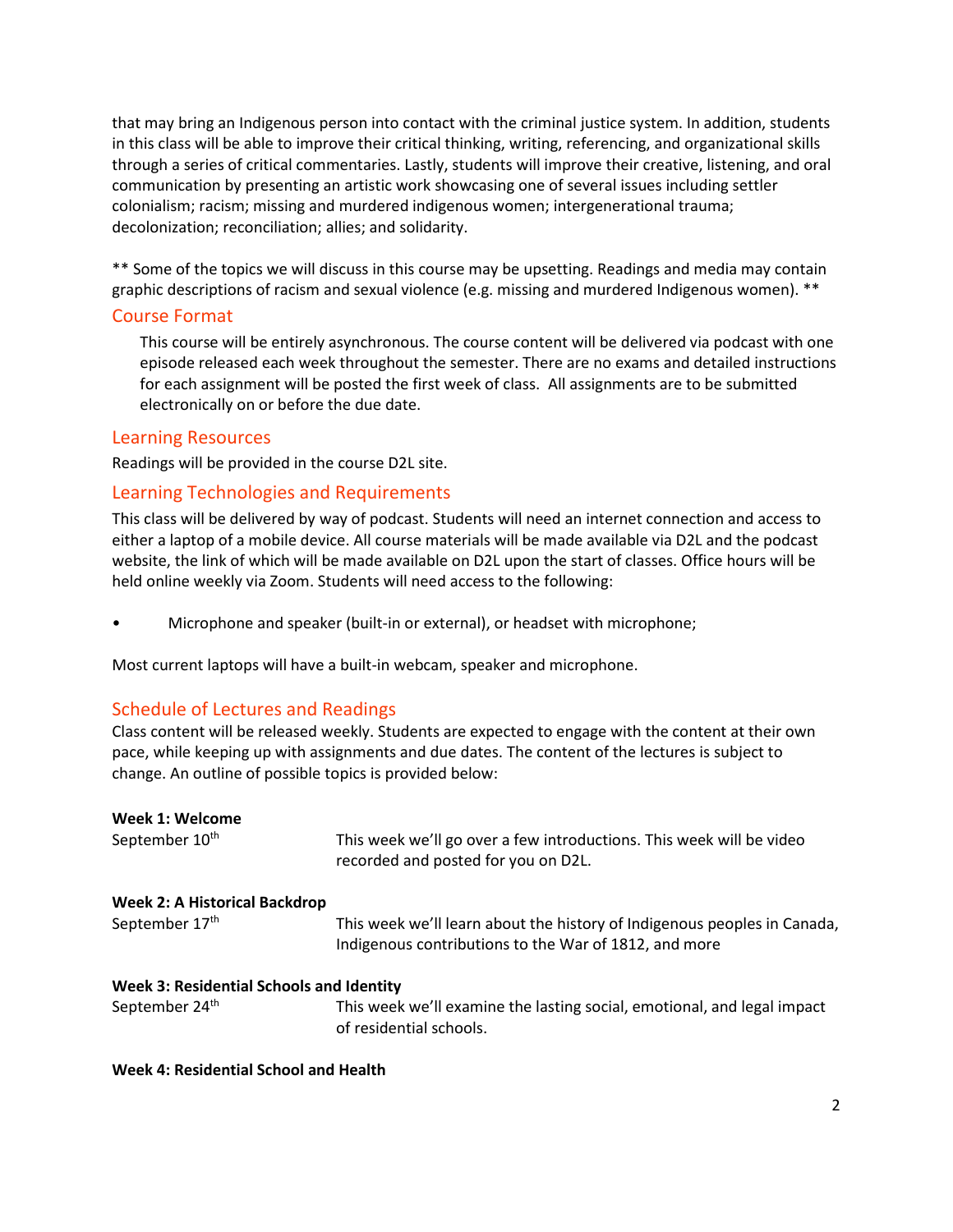that may bring an Indigenous person into contact with the criminal justice system. In addition, students in this class will be able to improve their critical thinking, writing, referencing, and organizational skills through a series of critical commentaries. Lastly, students will improve their creative, listening, and oral communication by presenting an artistic work showcasing one of several issues including settler colonialism; racism; missing and murdered indigenous women; intergenerational trauma; decolonization; reconciliation; allies; and solidarity.

** Some of the topics we will discuss in this course may be upsetting. Readings and media may contain graphic descriptions of racism and sexual violence (e.g. missing and murdered Indigenous women). **

## Course Format

This course will be entirely asynchronous. The course content will be delivered via podcast with one episode released each week throughout the semester. There are no exams and detailed instructions for each assignment will be posted the first week of class. All assignments are to be submitted electronically on or before the due date.

## Learning Resources

Readings will be provided in the course D2L site.

## Learning Technologies and Requirements

This class will be delivered by way of podcast. Students will need an internet connection and access to either a laptop of a mobile device. All course materials will be made available via D2L and the podcast website, the link of which will be made available on D2L upon the start of classes. Office hours will be held online weekly via Zoom. Students will need access to the following:

- Microphone and speaker (built-in or external), or headset with microphone;

Most current laptops will have a built-in webcam, speaker and microphone.

## Schedule of Lectures and Readings

Class content will be released weekly. Students are expected to engage with the content at their own pace, while keeping up with assignments and due dates. The content of the lectures is subject to change. An outline of possible topics is provided below:

**Week 1: Welcome**

September 10th — This week we'll go over a few introductions. This week will be video recorded and posted for you on D2L.

**Week 2: A Historical Backdrop**

September 17th — This week we'll learn about the history of Indigenous peoples in Canada, Indigenous contributions to the War of 1812, and more

**Week 3: Residential Schools and Identity**

September 24th — This week we'll examine the lasting social, emotional, and legal impact of residential schools.

**Week 4: Residential School and Health**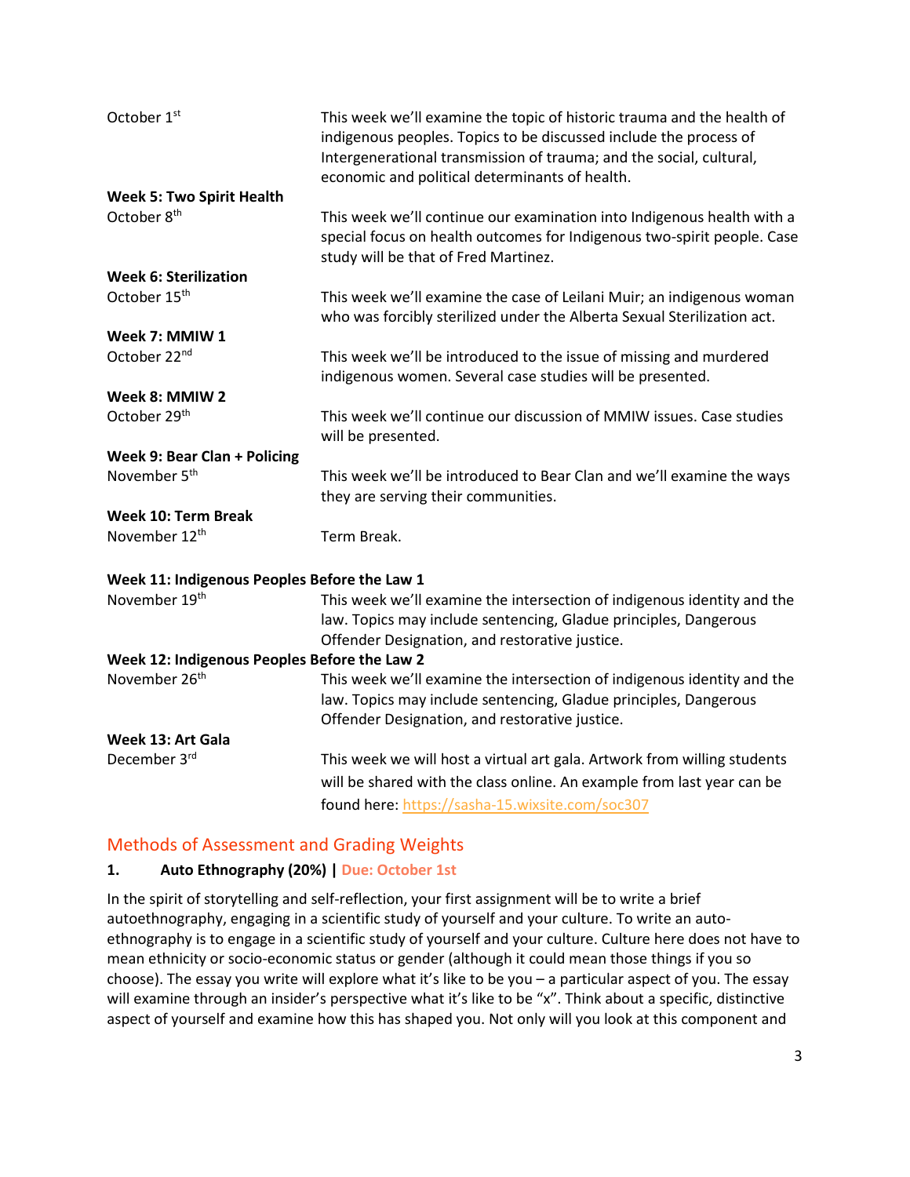October 1st — This week we'll examine the topic of historic trauma and the health of indigenous peoples. Topics to be discussed include the process of Intergenerational transmission of trauma; and the social, cultural, economic and political determinants of health.

**Week 5: Two Spirit Health**
October 8th — This week we'll continue our examination into Indigenous health with a special focus on health outcomes for Indigenous two-spirit people. Case study will be that of Fred Martinez.

**Week 6: Sterilization**
October 15th — This week we'll examine the case of Leilani Muir; an indigenous woman who was forcibly sterilized under the Alberta Sexual Sterilization act.

**Week 7: MMIW 1**
October 22nd — This week we'll be introduced to the issue of missing and murdered indigenous women. Several case studies will be presented.

**Week 8: MMIW 2**
October 29th — This week we'll continue our discussion of MMIW issues. Case studies will be presented.

**Week 9: Bear Clan + Policing**
November 5th — This week we'll be introduced to Bear Clan and we'll examine the ways they are serving their communities.

**Week 10: Term Break**
November 12th — Term Break.

**Week 11: Indigenous Peoples Before the Law 1**
November 19th — This week we'll examine the intersection of indigenous identity and the law. Topics may include sentencing, Gladue principles, Dangerous Offender Designation, and restorative justice.

**Week 12: Indigenous Peoples Before the Law 2**
November 26th — This week we'll examine the intersection of indigenous identity and the law. Topics may include sentencing, Gladue principles, Dangerous Offender Designation, and restorative justice.

**Week 13: Art Gala**
December 3rd — This week we will host a virtual art gala. Artwork from willing students will be shared with the class online. An example from last year can be found here: https://sasha-15.wixsite.com/soc307

## Methods of Assessment and Grading Weights

**1. Auto Ethnography (20%) | Due: October 1st**

In the spirit of storytelling and self-reflection, your first assignment will be to write a brief autoethnography, engaging in a scientific study of yourself and your culture. To write an auto-ethnography is to engage in a scientific study of yourself and your culture. Culture here does not have to mean ethnicity or socio-economic status or gender (although it could mean those things if you so choose). The essay you write will explore what it's like to be you – a particular aspect of you. The essay will examine through an insider's perspective what it's like to be "x". Think about a specific, distinctive aspect of yourself and examine how this has shaped you. Not only will you look at this component and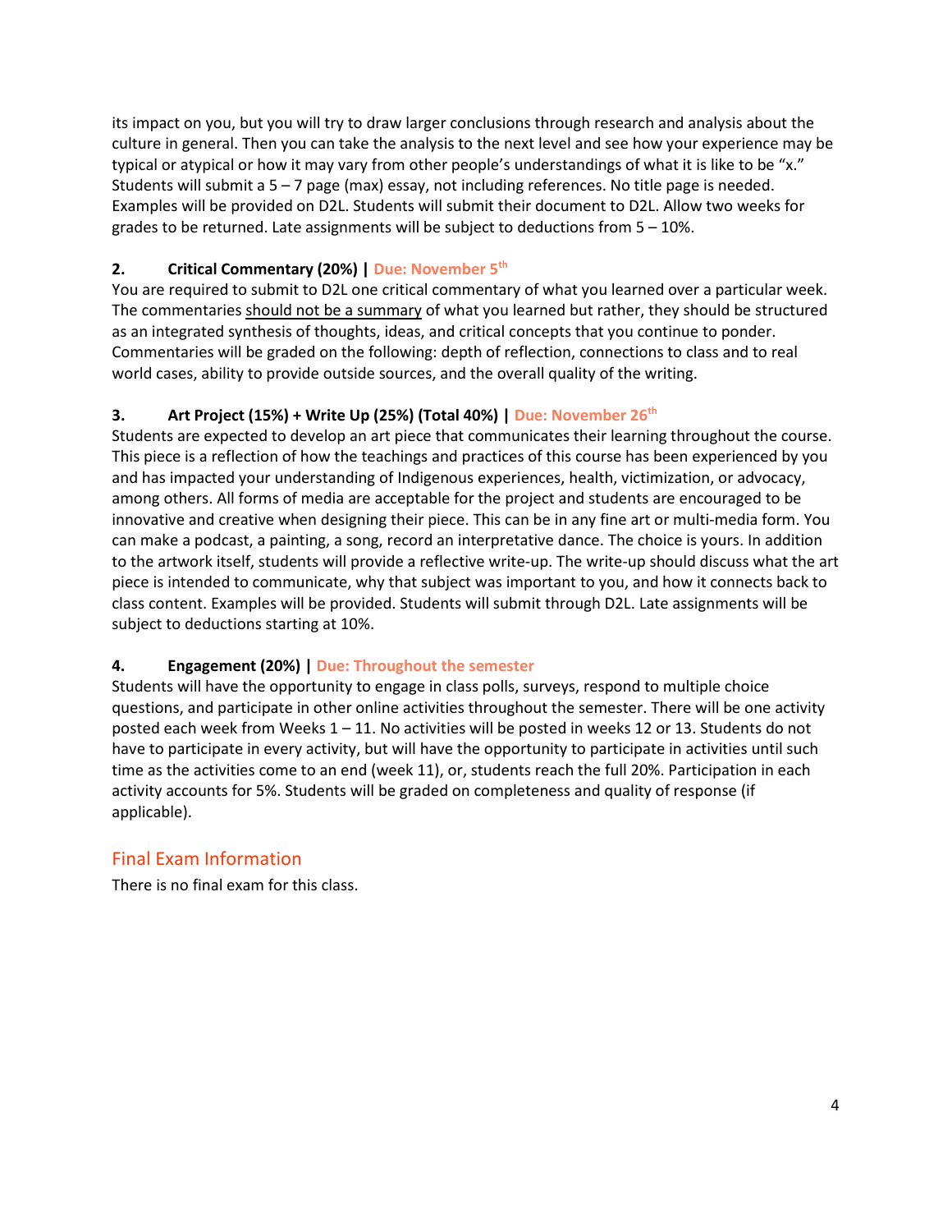its impact on you, but you will try to draw larger conclusions through research and analysis about the culture in general. Then you can take the analysis to the next level and see how your experience may be typical or atypical or how it may vary from other people's understandings of what it is like to be "x." Students will submit a 5 – 7 page (max) essay, not including references. No title page is needed. Examples will be provided on D2L. Students will submit their document to D2L. Allow two weeks for grades to be returned. Late assignments will be subject to deductions from 5 – 10%.

**2. Critical Commentary (20%) | Due: November 5th**

You are required to submit to D2L one critical commentary of what you learned over a particular week. The commentaries should not be a summary of what you learned but rather, they should be structured as an integrated synthesis of thoughts, ideas, and critical concepts that you continue to ponder. Commentaries will be graded on the following: depth of reflection, connections to class and to real world cases, ability to provide outside sources, and the overall quality of the writing.

**3. Art Project (15%) + Write Up (25%) (Total 40%) | Due: November 26th**

Students are expected to develop an art piece that communicates their learning throughout the course. This piece is a reflection of how the teachings and practices of this course has been experienced by you and has impacted your understanding of Indigenous experiences, health, victimization, or advocacy, among others. All forms of media are acceptable for the project and students are encouraged to be innovative and creative when designing their piece. This can be in any fine art or multi-media form. You can make a podcast, a painting, a song, record an interpretative dance. The choice is yours. In addition to the artwork itself, students will provide a reflective write-up. The write-up should discuss what the art piece is intended to communicate, why that subject was important to you, and how it connects back to class content. Examples will be provided. Students will submit through D2L. Late assignments will be subject to deductions starting at 10%.

**4. Engagement (20%) | Due: Throughout the semester**

Students will have the opportunity to engage in class polls, surveys, respond to multiple choice questions, and participate in other online activities throughout the semester. There will be one activity posted each week from Weeks 1 – 11. No activities will be posted in weeks 12 or 13. Students do not have to participate in every activity, but will have the opportunity to participate in activities until such time as the activities come to an end (week 11), or, students reach the full 20%. Participation in each activity accounts for 5%. Students will be graded on completeness and quality of response (if applicable).

## Final Exam Information

There is no final exam for this class.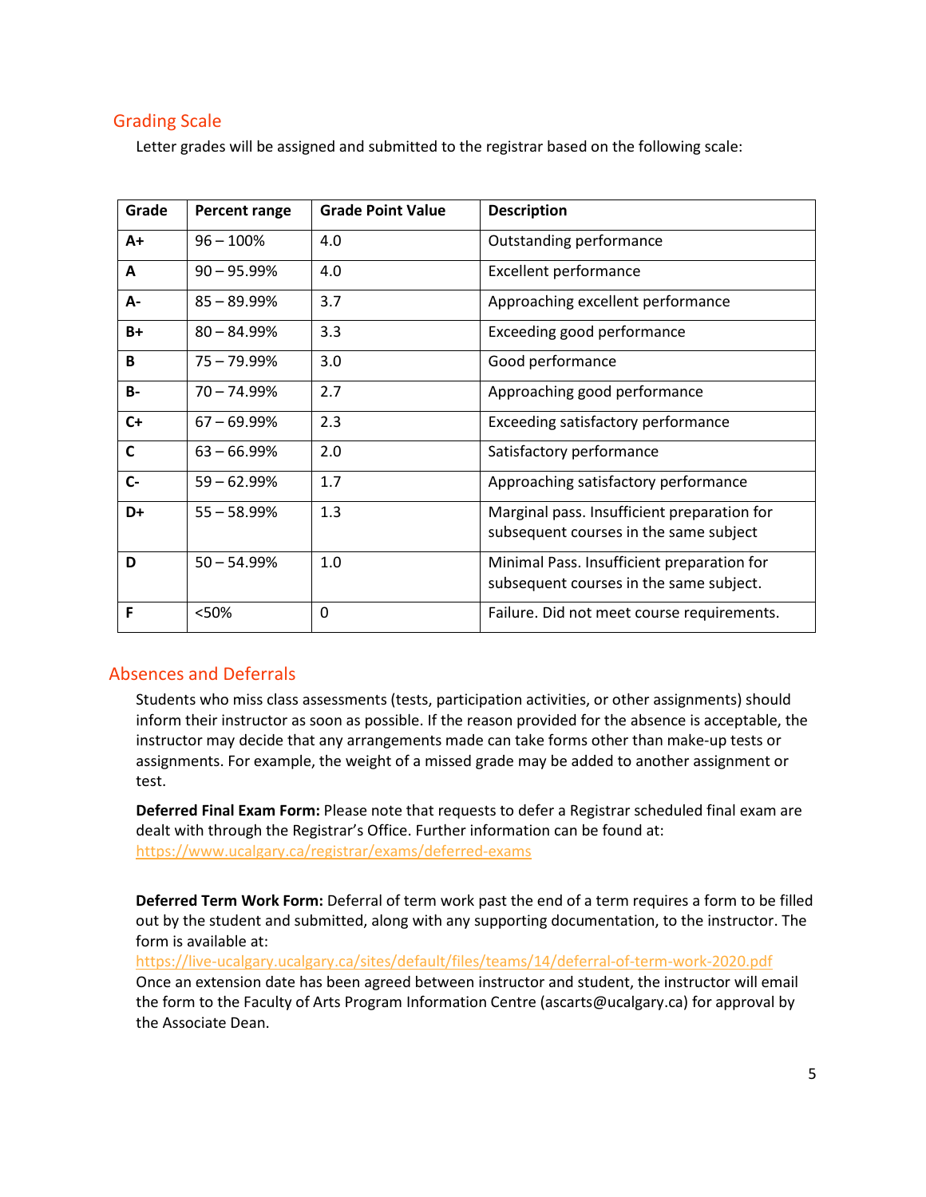## Grading Scale

Letter grades will be assigned and submitted to the registrar based on the following scale:

| Grade | Percent range | Grade Point Value | Description |
|---|---|---|---|
| **A+** | 96 – 100% | 4.0 | Outstanding performance |
| **A** | 90 – 95.99% | 4.0 | Excellent performance |
| **A-** | 85 – 89.99% | 3.7 | Approaching excellent performance |
| **B+** | 80 – 84.99% | 3.3 | Exceeding good performance |
| **B** | 75 – 79.99% | 3.0 | Good performance |
| **B-** | 70 – 74.99% | 2.7 | Approaching good performance |
| **C+** | 67 – 69.99% | 2.3 | Exceeding satisfactory performance |
| **C** | 63 – 66.99% | 2.0 | Satisfactory performance |
| **C-** | 59 – 62.99% | 1.7 | Approaching satisfactory performance |
| **D+** | 55 – 58.99% | 1.3 | Marginal pass. Insufficient preparation for subsequent courses in the same subject |
| **D** | 50 – 54.99% | 1.0 | Minimal Pass. Insufficient preparation for subsequent courses in the same subject. |
| **F** | <50% | 0 | Failure. Did not meet course requirements. |

## Absences and Deferrals

Students who miss class assessments (tests, participation activities, or other assignments) should inform their instructor as soon as possible. If the reason provided for the absence is acceptable, the instructor may decide that any arrangements made can take forms other than make-up tests or assignments. For example, the weight of a missed grade may be added to another assignment or test.

**Deferred Final Exam Form:** Please note that requests to defer a Registrar scheduled final exam are dealt with through the Registrar's Office. Further information can be found at: https://www.ucalgary.ca/registrar/exams/deferred-exams

**Deferred Term Work Form:** Deferral of term work past the end of a term requires a form to be filled out by the student and submitted, along with any supporting documentation, to the instructor. The form is available at:
https://live-ucalgary.ucalgary.ca/sites/default/files/teams/14/deferral-of-term-work-2020.pdf
Once an extension date has been agreed between instructor and student, the instructor will email the form to the Faculty of Arts Program Information Centre (ascarts@ucalgary.ca) for approval by the Associate Dean.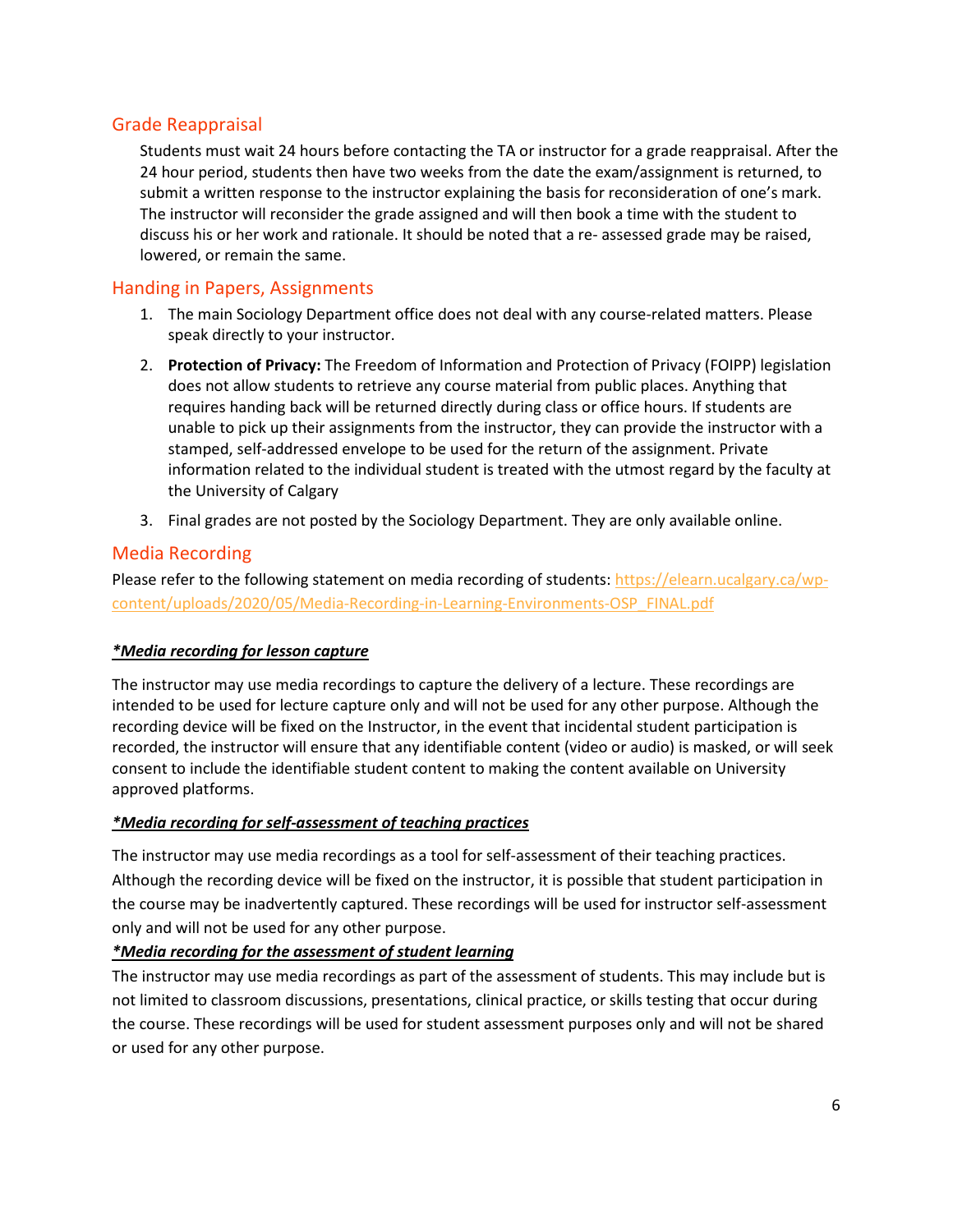## Grade Reappraisal

Students must wait 24 hours before contacting the TA or instructor for a grade reappraisal. After the 24 hour period, students then have two weeks from the date the exam/assignment is returned, to submit a written response to the instructor explaining the basis for reconsideration of one's mark. The instructor will reconsider the grade assigned and will then book a time with the student to discuss his or her work and rationale. It should be noted that a re- assessed grade may be raised, lowered, or remain the same.

## Handing in Papers, Assignments

1. The main Sociology Department office does not deal with any course-related matters. Please speak directly to your instructor.
2. **Protection of Privacy:** The Freedom of Information and Protection of Privacy (FOIPP) legislation does not allow students to retrieve any course material from public places. Anything that requires handing back will be returned directly during class or office hours. If students are unable to pick up their assignments from the instructor, they can provide the instructor with a stamped, self-addressed envelope to be used for the return of the assignment. Private information related to the individual student is treated with the utmost regard by the faculty at the University of Calgary
3. Final grades are not posted by the Sociology Department. They are only available online.

## Media Recording

Please refer to the following statement on media recording of students: https://elearn.ucalgary.ca/wp-content/uploads/2020/05/Media-Recording-in-Learning-Environments-OSP_FINAL.pdf

***Media recording for lesson capture***

The instructor may use media recordings to capture the delivery of a lecture. These recordings are intended to be used for lecture capture only and will not be used for any other purpose. Although the recording device will be fixed on the Instructor, in the event that incidental student participation is recorded, the instructor will ensure that any identifiable content (video or audio) is masked, or will seek consent to include the identifiable student content to making the content available on University approved platforms.

***Media recording for self-assessment of teaching practices***

The instructor may use media recordings as a tool for self-assessment of their teaching practices. Although the recording device will be fixed on the instructor, it is possible that student participation in the course may be inadvertently captured. These recordings will be used for instructor self-assessment only and will not be used for any other purpose.

***Media recording for the assessment of student learning***

The instructor may use media recordings as part of the assessment of students. This may include but is not limited to classroom discussions, presentations, clinical practice, or skills testing that occur during the course. These recordings will be used for student assessment purposes only and will not be shared or used for any other purpose.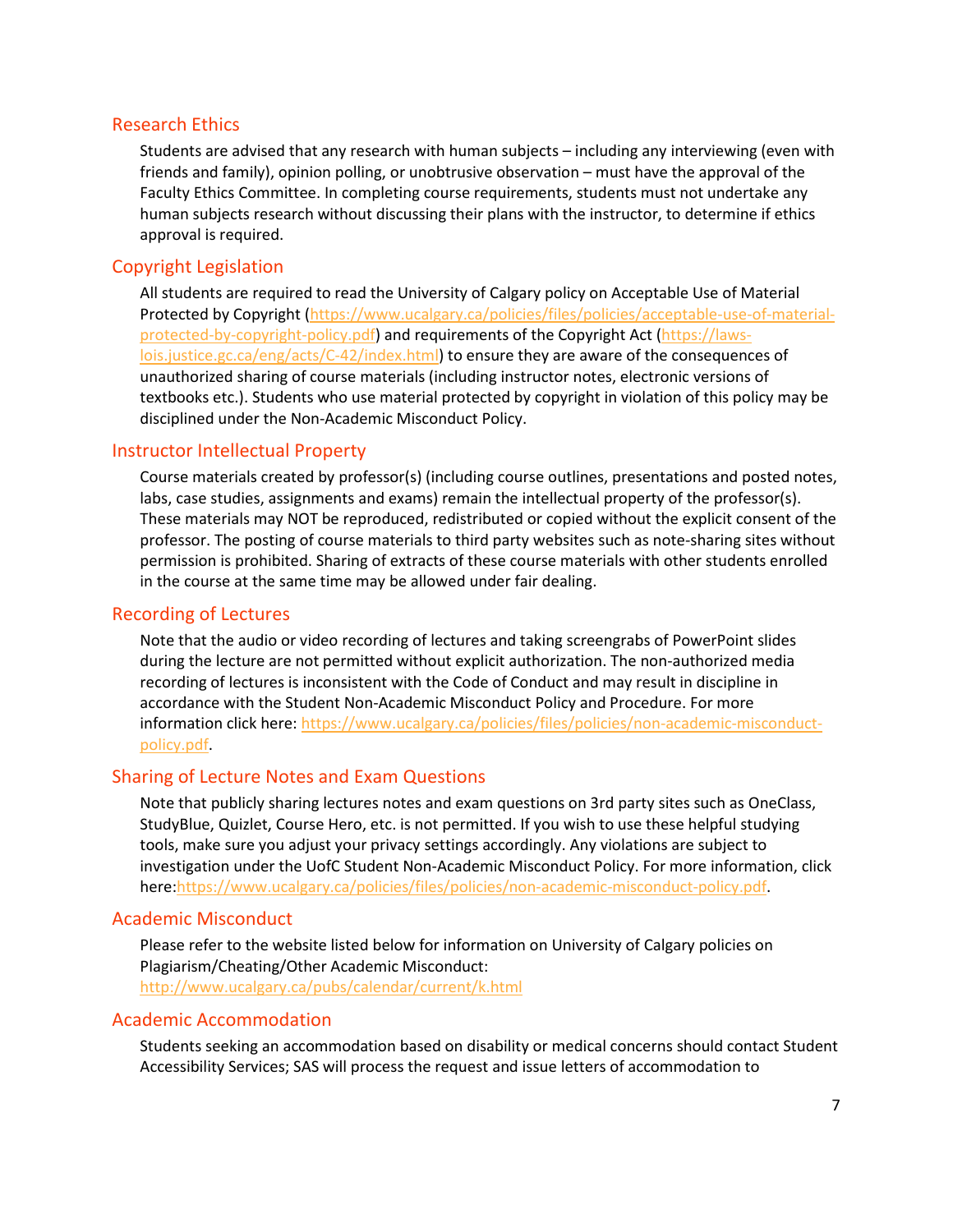## Research Ethics

Students are advised that any research with human subjects – including any interviewing (even with friends and family), opinion polling, or unobtrusive observation – must have the approval of the Faculty Ethics Committee. In completing course requirements, students must not undertake any human subjects research without discussing their plans with the instructor, to determine if ethics approval is required.

## Copyright Legislation

All students are required to read the University of Calgary policy on Acceptable Use of Material Protected by Copyright (https://www.ucalgary.ca/policies/files/policies/acceptable-use-of-material-protected-by-copyright-policy.pdf) and requirements of the Copyright Act (https://laws-lois.justice.gc.ca/eng/acts/C-42/index.html) to ensure they are aware of the consequences of unauthorized sharing of course materials (including instructor notes, electronic versions of textbooks etc.). Students who use material protected by copyright in violation of this policy may be disciplined under the Non-Academic Misconduct Policy.

## Instructor Intellectual Property

Course materials created by professor(s) (including course outlines, presentations and posted notes, labs, case studies, assignments and exams) remain the intellectual property of the professor(s). These materials may NOT be reproduced, redistributed or copied without the explicit consent of the professor. The posting of course materials to third party websites such as note-sharing sites without permission is prohibited. Sharing of extracts of these course materials with other students enrolled in the course at the same time may be allowed under fair dealing.

## Recording of Lectures

Note that the audio or video recording of lectures and taking screengrabs of PowerPoint slides during the lecture are not permitted without explicit authorization. The non-authorized media recording of lectures is inconsistent with the Code of Conduct and may result in discipline in accordance with the Student Non-Academic Misconduct Policy and Procedure. For more information click here: https://www.ucalgary.ca/policies/files/policies/non-academic-misconduct-policy.pdf.

## Sharing of Lecture Notes and Exam Questions

Note that publicly sharing lectures notes and exam questions on 3rd party sites such as OneClass, StudyBlue, Quizlet, Course Hero, etc. is not permitted. If you wish to use these helpful studying tools, make sure you adjust your privacy settings accordingly. Any violations are subject to investigation under the UofC Student Non-Academic Misconduct Policy. For more information, click here:https://www.ucalgary.ca/policies/files/policies/non-academic-misconduct-policy.pdf.

## Academic Misconduct

Please refer to the website listed below for information on University of Calgary policies on Plagiarism/Cheating/Other Academic Misconduct:
http://www.ucalgary.ca/pubs/calendar/current/k.html

## Academic Accommodation

Students seeking an accommodation based on disability or medical concerns should contact Student Accessibility Services; SAS will process the request and issue letters of accommodation to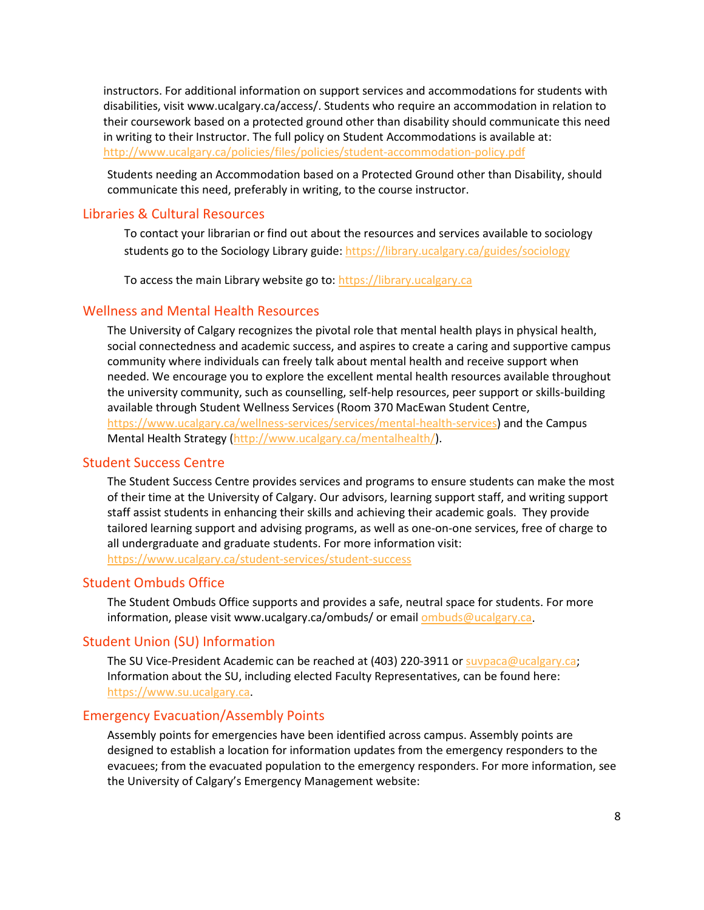instructors. For additional information on support services and accommodations for students with disabilities, visit www.ucalgary.ca/access/. Students who require an accommodation in relation to their coursework based on a protected ground other than disability should communicate this need in writing to their Instructor. The full policy on Student Accommodations is available at: http://www.ucalgary.ca/policies/files/policies/student-accommodation-policy.pdf

Students needing an Accommodation based on a Protected Ground other than Disability, should communicate this need, preferably in writing, to the course instructor.

## Libraries & Cultural Resources

To contact your librarian or find out about the resources and services available to sociology students go to the Sociology Library guide: https://library.ucalgary.ca/guides/sociology

To access the main Library website go to: https://library.ucalgary.ca

## Wellness and Mental Health Resources

The University of Calgary recognizes the pivotal role that mental health plays in physical health, social connectedness and academic success, and aspires to create a caring and supportive campus community where individuals can freely talk about mental health and receive support when needed. We encourage you to explore the excellent mental health resources available throughout the university community, such as counselling, self-help resources, peer support or skills-building available through Student Wellness Services (Room 370 MacEwan Student Centre, https://www.ucalgary.ca/wellness-services/services/mental-health-services) and the Campus Mental Health Strategy (http://www.ucalgary.ca/mentalhealth/).

## Student Success Centre

The Student Success Centre provides services and programs to ensure students can make the most of their time at the University of Calgary. Our advisors, learning support staff, and writing support staff assist students in enhancing their skills and achieving their academic goals. They provide tailored learning support and advising programs, as well as one-on-one services, free of charge to all undergraduate and graduate students. For more information visit: https://www.ucalgary.ca/student-services/student-success

## Student Ombuds Office

The Student Ombuds Office supports and provides a safe, neutral space for students. For more information, please visit www.ucalgary.ca/ombuds/ or email ombuds@ucalgary.ca.

## Student Union (SU) Information

The SU Vice-President Academic can be reached at (403) 220-3911 or suvpaca@ucalgary.ca; Information about the SU, including elected Faculty Representatives, can be found here: https://www.su.ucalgary.ca.

## Emergency Evacuation/Assembly Points

Assembly points for emergencies have been identified across campus. Assembly points are designed to establish a location for information updates from the emergency responders to the evacuees; from the evacuated population to the emergency responders. For more information, see the University of Calgary's Emergency Management website: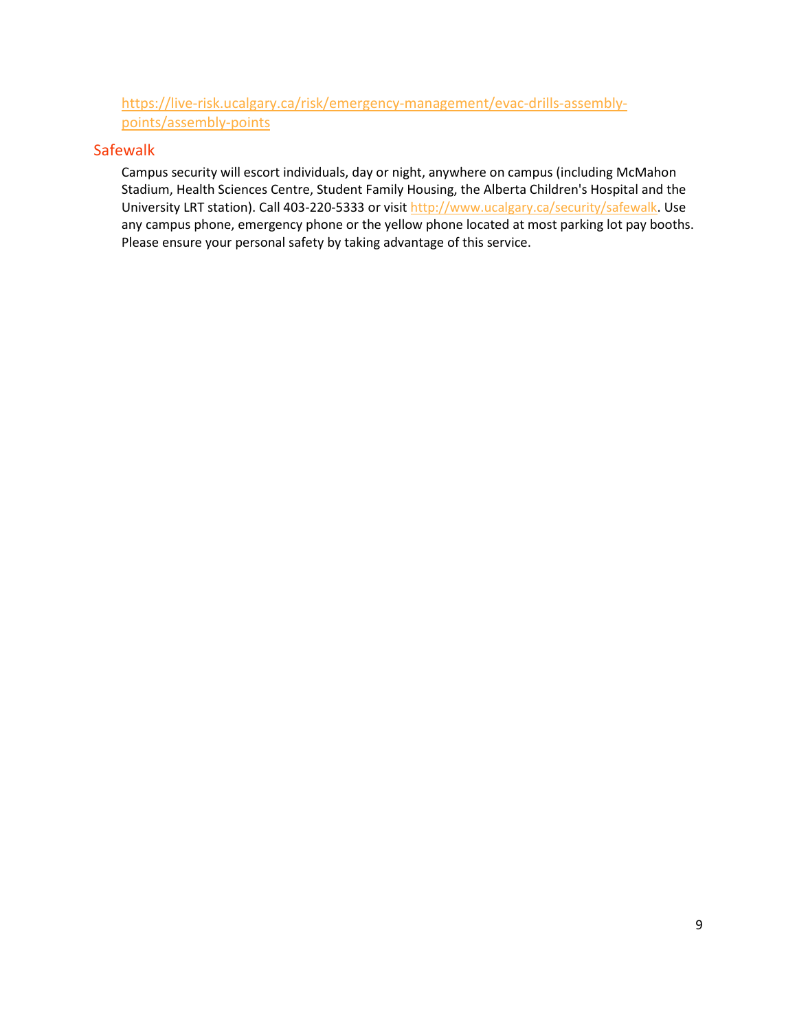https://live-risk.ucalgary.ca/risk/emergency-management/evac-drills-assembly-points/assembly-points

## Safewalk

Campus security will escort individuals, day or night, anywhere on campus (including McMahon Stadium, Health Sciences Centre, Student Family Housing, the Alberta Children's Hospital and the University LRT station). Call 403-220-5333 or visit http://www.ucalgary.ca/security/safewalk. Use any campus phone, emergency phone or the yellow phone located at most parking lot pay booths. Please ensure your personal safety by taking advantage of this service.